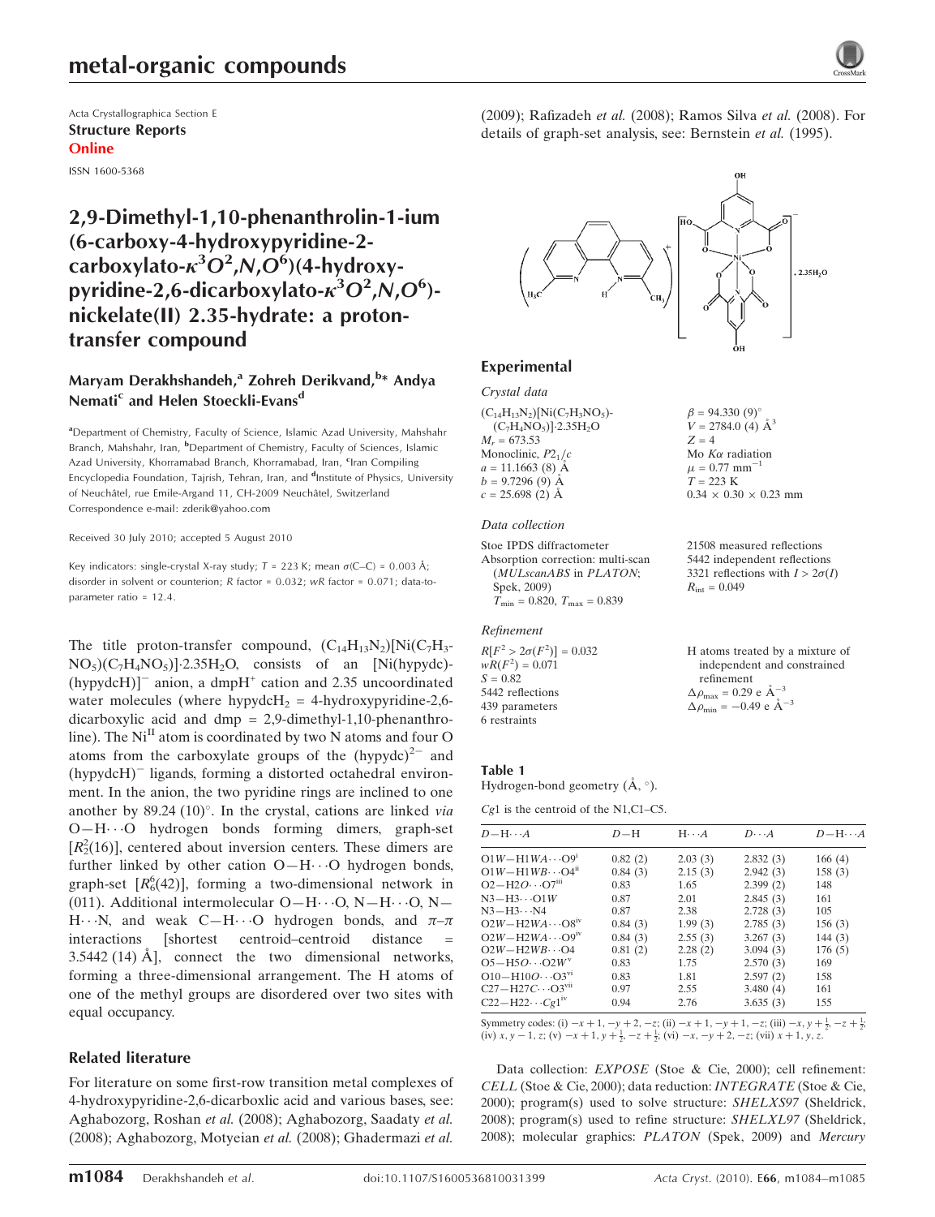Acta Crystallographica Section E

**Structure Reports**

**Online**

ISSN 1600-5368

# 2,9-Dimethyl-1,10-phenanthrolin-1-ium (6-carboxy-4-hydroxypyridine-2-carboxylato-$\kappa^3O^2,N,O^6$)(4-hydroxypyridine-2,6-dicarboxylato-$\kappa^3O^2,N,O^6$)nickelate(II) 2.35-hydrate: a proton-transfer compound

**Maryam Derakhshandeh,[a] Zohreh Derikvand,[b]* Andya Nemati[c] and Helen Stoeckli-Evans[d]**

[a]Department of Chemistry, Faculty of Science, Islamic Azad University, Mahshahr Branch, Mahshahr, Iran, [b]Department of Chemistry, Faculty of Sciences, Islamic Azad University, Khorramabad Branch, Khorramabad, Iran, [c]Iran Compiling Encyclopedia Foundation, Tajrish, Tehran, Iran, and [d]Institute of Physics, University of Neuchâtel, rue Emile-Argand 11, CH-2009 Neuchâtel, Switzerland

Correspondence e-mail: zderik@yahoo.com

Received 30 July 2010; accepted 5 August 2010

Key indicators: single-crystal X-ray study; $T$ = 223 K; mean $\sigma$(C–C) = 0.003 Å; disorder in solvent or counterion; $R$ factor = 0.032; $wR$ factor = 0.071; data-to-parameter ratio = 12.4.

The title proton-transfer compound, $(C_{14}H_{13}N_2)[Ni(C_7H_3NO_5)(C_7H_4NO_5)]\cdot2.35H_2O$, consists of an [Ni(hypydc)(hypydcH)]$^-$ anion, a dmpH$^+$ cation and 2.35 uncoordinated water molecules (where hypydcH$_2$ = 4-hydroxypyridine-2,6-dicarboxylic acid and dmp = 2,9-dimethyl-1,10-phenanthroline). The Ni$^{II}$ atom is coordinated by two N atoms and four O atoms from the carboxylate groups of the (hypydc)$^{2-}$ and (hypydcH)$^-$ ligands, forming a distorted octahedral environment. In the anion, the two pyridine rings are inclined to one another by 89.24 (10)°. In the crystal, cations are linked *via* O—H$\cdots$O hydrogen bonds forming dimers, graph-set [$R_2^2(16)$], centered about inversion centers. These dimers are further linked by other cation O—H$\cdots$O hydrogen bonds, graph-set [$R_6^6(42)$], forming a two-dimensional network in (011). Additional intermolecular O—H$\cdots$O, N—H$\cdots$O, N—H$\cdots$N, and weak C—H$\cdots$O hydrogen bonds, and $\pi$–$\pi$ interactions [shortest centroid–centroid distance = 3.5442 (14) Å], connect the two dimensional networks, forming a three-dimensional arrangement. The H atoms of one of the methyl groups are disordered over two sites with equal occupancy.

## Related literature

For literature on some first-row transition metal complexes of 4-hydroxypyridine-2,6-dicarboxlic acid and various bases, see: Aghabozorg, Roshan *et al.* (2008); Aghabozorg, Saadaty *et al.* (2008); Aghabozorg, Motyeian *et al.* (2008); Ghadermazi *et al.* (2009); Rafizadeh *et al.* (2008); Ramos Silva *et al.* (2008). For details of graph-set analysis, see: Bernstein *et al.* (1995).

## Experimental

### Crystal data

$(C_{14}H_{13}N_2)[Ni(C_7H_3NO_5)(C_7H_4NO_5)]\cdot2.35H_2O$
$M_r$ = 673.53
Monoclinic, $P2_1/c$
$a$ = 11.1663 (8) Å
$b$ = 9.7296 (9) Å
$c$ = 25.698 (2) Å
$\beta$ = 94.330 (9)°
$V$ = 2784.0 (4) Å$^3$
$Z$ = 4
Mo $K\alpha$ radiation
$\mu$ = 0.77 mm$^{-1}$
$T$ = 223 K
0.34 × 0.30 × 0.23 mm

### Data collection

Stoe IPDS diffractometer
Absorption correction: multi-scan (*MULscanABS* in *PLATON*; Spek, 2009)
$T_{min}$ = 0.820, $T_{max}$ = 0.839
21508 measured reflections
5442 independent reflections
3321 reflections with $I > 2\sigma(I)$
$R_{int}$ = 0.049

### Refinement

$R[F^2 > 2\sigma(F^2)]$ = 0.032
$wR(F^2)$ = 0.071
$S$ = 0.82
5442 reflections
439 parameters
6 restraints
H atoms treated by a mixture of independent and constrained refinement
$\Delta\rho_{max}$ = 0.29 e Å$^{-3}$
$\Delta\rho_{min}$ = −0.49 e Å$^{-3}$

**Table 1**
Hydrogen-bond geometry (Å, °).

*Cg*1 is the centroid of the N1,C1–C5.

| $D$—H$\cdots$$A$ | $D$—H | H$\cdots$$A$ | $D$$\cdots$$A$ | $D$—H$\cdots$$A$ |
|---|---|---|---|---|
| O1W—H1WA$\cdots$O9[i] | 0.82 (2) | 2.03 (3) | 2.832 (3) | 166 (4) |
| O1W—H1WB$\cdots$O4[ii] | 0.84 (3) | 2.15 (3) | 2.942 (3) | 158 (3) |
| O2—H2O$\cdots$O7[iii] | 0.83 | 1.65 | 2.399 (2) | 148 |
| N3—H3$\cdots$O1W | 0.87 | 2.01 | 2.845 (3) | 161 |
| N3—H3$\cdots$N4 | 0.87 | 2.38 | 2.728 (3) | 105 |
| O2W—H2WA$\cdots$O8[iv] | 0.84 (3) | 1.99 (3) | 2.785 (3) | 156 (3) |
| O2W—H2WA$\cdots$O9[iv] | 0.84 (3) | 2.55 (3) | 3.267 (3) | 144 (3) |
| O2W—H2WB$\cdots$O4 | 0.81 (2) | 2.28 (2) | 3.094 (3) | 176 (5) |
| O5—H5O$\cdots$O2W[v] | 0.83 | 1.75 | 2.570 (3) | 169 |
| O10—H10O$\cdots$O3[vi] | 0.83 | 1.81 | 2.597 (2) | 158 |
| C27—H27C$\cdots$O3[vii] | 0.97 | 2.55 | 3.480 (4) | 161 |
| C22—H22$\cdots$Cg1[iv] | 0.94 | 2.76 | 3.635 (3) | 155 |

Symmetry codes: (i) $-x+1, -y+2, -z$; (ii) $-x+1, -y+1, -z$; (iii) $-x, y+\frac{1}{2}, -z+\frac{1}{2}$; (iv) $x, y-1, z$; (v) $-x+1, y+\frac{1}{2}, -z+\frac{1}{2}$; (vi) $-x, -y+2, -z$; (vii) $x+1, y, z$.

Data collection: *EXPOSE* (Stoe & Cie, 2000); cell refinement: *CELL* (Stoe & Cie, 2000); data reduction: *INTEGRATE* (Stoe & Cie, 2000); program(s) used to solve structure: *SHELXS97* (Sheldrick, 2008); program(s) used to refine structure: *SHELXL97* (Sheldrick, 2008); molecular graphics: *PLATON* (Spek, 2009) and *Mercury*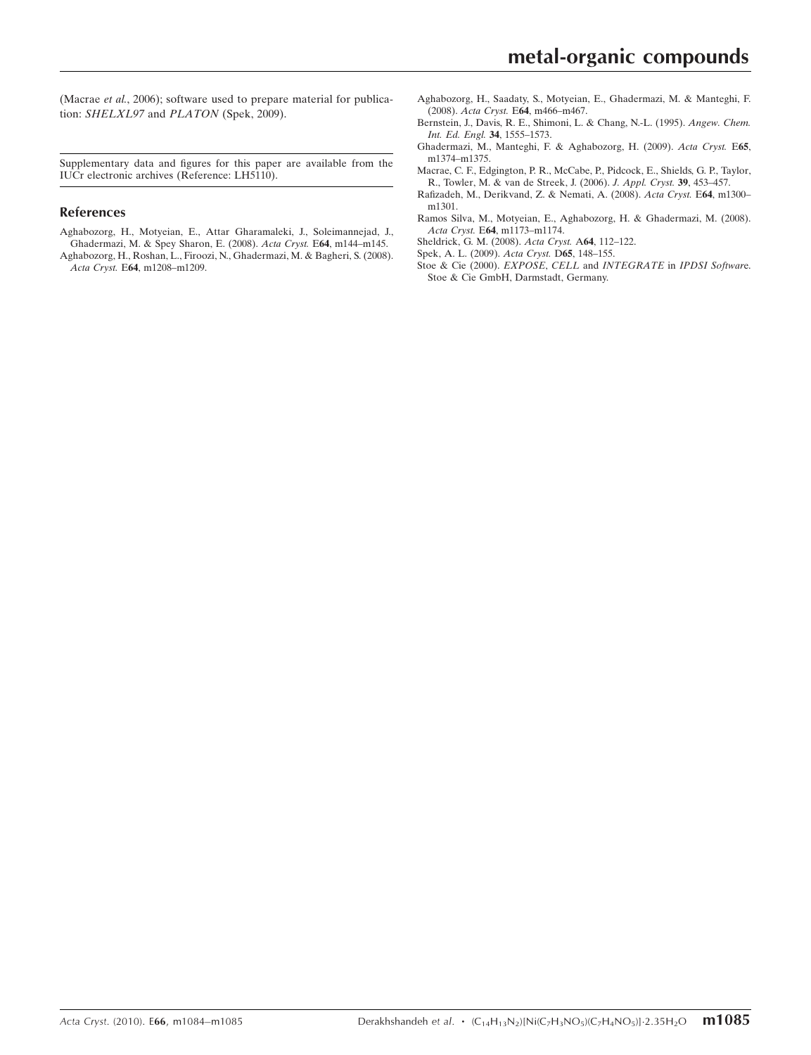(Macrae *et al.*, 2006); software used to prepare material for publication: *SHELXL97* and *PLATON* (Spek, 2009).

Supplementary data and figures for this paper are available from the IUCr electronic archives (Reference: LH5110).

## References

Aghabozorg, H., Motyeian, E., Attar Gharamaleki, J., Soleimannejad, J., Ghadermazi, M. & Spey Sharon, E. (2008). *Acta Cryst.* E**64**, m144–m145.

Aghabozorg, H., Roshan, L., Firoozi, N., Ghadermazi, M. & Bagheri, S. (2008). *Acta Cryst.* E**64**, m1208–m1209.

Aghabozorg, H., Saadaty, S., Motyeian, E., Ghadermazi, M. & Manteghi, F. (2008). *Acta Cryst.* E**64**, m466–m467.

Bernstein, J., Davis, R. E., Shimoni, L. & Chang, N.-L. (1995). *Angew. Chem. Int. Ed. Engl.* **34**, 1555–1573.

Ghadermazi, M., Manteghi, F. & Aghabozorg, H. (2009). *Acta Cryst.* E**65**, m1374–m1375.

Macrae, C. F., Edgington, P. R., McCabe, P., Pidcock, E., Shields, G. P., Taylor, R., Towler, M. & van de Streek, J. (2006). *J. Appl. Cryst.* **39**, 453–457.

Rafizadeh, M., Derikvand, Z. & Nemati, A. (2008). *Acta Cryst.* E**64**, m1300–m1301.

Ramos Silva, M., Motyeian, E., Aghabozorg, H. & Ghadermazi, M. (2008). *Acta Cryst.* E**64**, m1173–m1174.

Sheldrick, G. M. (2008). *Acta Cryst.* A**64**, 112–122.

Spek, A. L. (2009). *Acta Cryst.* D**65**, 148–155.

Stoe & Cie (2000). *EXPOSE*, *CELL* and *INTEGRATE* in *IPDSI Software*. Stoe & Cie GmbH, Darmstadt, Germany.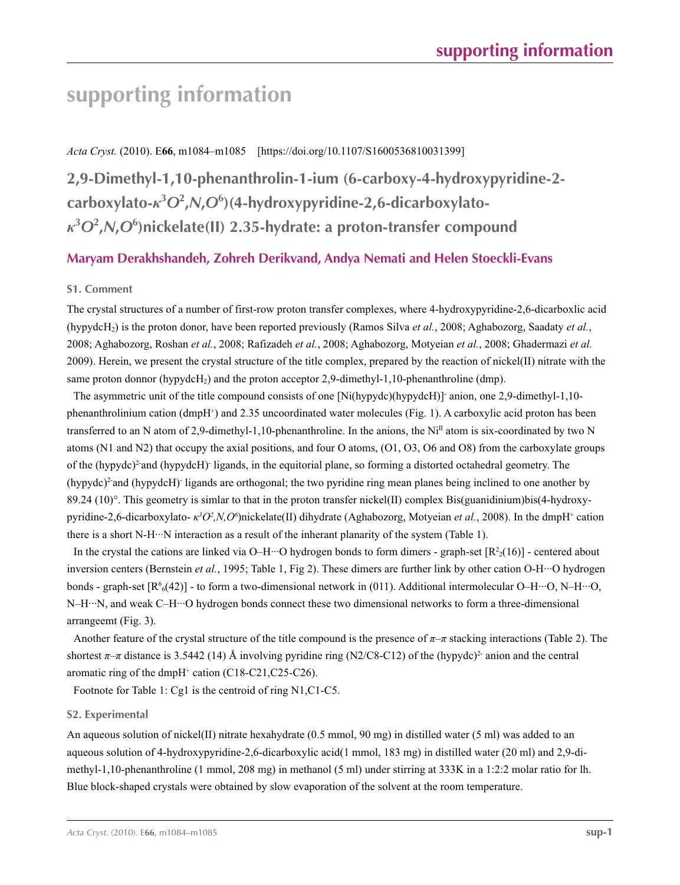# supporting information

*Acta Cryst.* (2010). E**66**, m1084–m1085 [https://doi.org/10.1107/S1600536810031399]

## 2,9-Dimethyl-1,10-phenanthrolin-1-ium (6-carboxy-4-hydroxypyridine-2-carboxylato-$\kappa^3O^2,N,O^6$)(4-hydroxypyridine-2,6-dicarboxylato-$\kappa^3O^2,N,O^6$)nickelate(II) 2.35-hydrate: a proton-transfer compound

### Maryam Derakhshandeh, Zohreh Derikvand, Andya Nemati and Helen Stoeckli-Evans

#### S1. Comment

The crystal structures of a number of first-row proton transfer complexes, where 4-hydroxypyridine-2,6-dicarboxlic acid ($hypydcH_2$) is the proton donor, have been reported previously (Ramos Silva *et al.*, 2008; Aghabozorg, Saadaty *et al.*, 2008; Aghabozorg, Roshan *et al.*, 2008; Rafizadeh *et al.*, 2008; Aghabozorg, Motyeian *et al.*, 2008; Ghadermazi *et al.* 2009). Herein, we present the crystal structure of the title complex, prepared by the reaction of nickel(II) nitrate with the same proton donnor ($hypydcH_2$) and the proton acceptor 2,9-dimethyl-1,10-phenanthroline (dmp).

The asymmetric unit of the title compound consists of one $[Ni(hypydc)(hypydcH)]^-$ anion, one 2,9-dimethyl-1,10-phenanthrolinium cation ($dmpH^+$) and 2.35 uncoordinated water molecules (Fig. 1). A carboxylic acid proton has been transferred to an N atom of 2,9-dimethyl-1,10-phenanthroline. In the anions, the $Ni^{II}$ atom is six-coordinated by two N atoms (N1 and N2) that occupy the axial positions, and four O atoms, (O1, O3, O6 and O8) from the carboxylate groups of the $(hypydc)^{2-}$and $(hypydcH)^-$ ligands, in the equitorial plane, so forming a distorted octahedral geometry. The $(hypydc)^{2-}$and $(hypydcH)^-$ ligands are orthogonal; the two pyridine ring mean planes being inclined to one another by 89.24 (10)°. This geometry is simlar to that in the proton transfer nickel(II) complex Bis(guanidinium)bis(4-hydroxy-pyridine-2,6-dicarboxylato- $\kappa^3O^2,N,O^6$)nickelate(II) dihydrate (Aghabozorg, Motyeian *et al.*, 2008). In the $dmpH^+$ cation there is a short N-H···N interaction as a result of the inherant planarity of the system (Table 1).

In the crystal the cations are linked via O–H···O hydrogen bonds to form dimers - graph-set $[R^2_2(16)]$ - centered about inversion centers (Bernstein *et al.*, 1995; Table 1, Fig 2). These dimers are further link by other cation O-H···O hydrogen bonds - graph-set $[R^6_6(42)]$ - to form a two-dimensional network in (011). Additional intermolecular O–H···O, N–H···O, N–H···N, and weak C–H···O hydrogen bonds connect these two dimensional networks to form a three-dimensional arrangeemt (Fig. 3).

Another feature of the crystal structure of the title compound is the presence of $\pi$–$\pi$ stacking interactions (Table 2). The shortest $\pi$–$\pi$ distance is 3.5442 (14) Å involving pyridine ring (N2/C8-C12) of the $(hypydc)^{2-}$ anion and the central aromatic ring of the $dmpH^+$ cation (C18-C21,C25-C26).

Footnote for Table 1: Cg1 is the centroid of ring N1,C1-C5.

#### S2. Experimental

An aqueous solution of nickel(II) nitrate hexahydrate (0.5 mmol, 90 mg) in distilled water (5 ml) was added to an aqueous solution of 4-hydroxypyridine-2,6-dicarboxylic acid(1 mmol, 183 mg) in distilled water (20 ml) and 2,9-di-methyl-1,10-phenanthroline (1 mmol, 208 mg) in methanol (5 ml) under stirring at 333K in a 1:2:2 molar ratio for lh. Blue block-shaped crystals were obtained by slow evaporation of the solvent at the room temperature.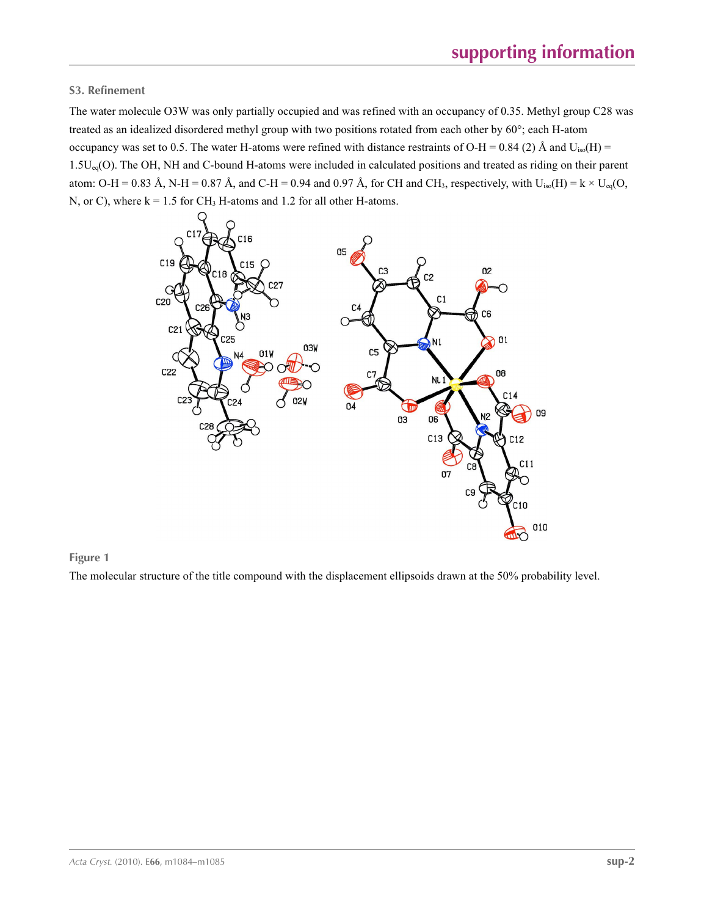### S3. Refinement

The water molecule O3W was only partially occupied and was refined with an occupancy of 0.35. Methyl group C28 was treated as an idealized disordered methyl group with two positions rotated from each other by 60°; each H-atom occupancy was set to 0.5. The water H-atoms were refined with distance restraints of O-H = 0.84 (2) Å and $U_{iso}(H) = 1.5U_{eq}(O)$. The OH, NH and C-bound H-atoms were included in calculated positions and treated as riding on their parent atom: O-H = 0.83 Å, N-H = 0.87 Å, and C-H = 0.94 and 0.97 Å, for CH and $CH_3$, respectively, with $U_{iso}(H) = k \times U_{eq}$(O, N, or C), where k = 1.5 for $CH_3$ H-atoms and 1.2 for all other H-atoms.

**Figure 1**

The molecular structure of the title compound with the displacement ellipsoids drawn at the 50% probability level.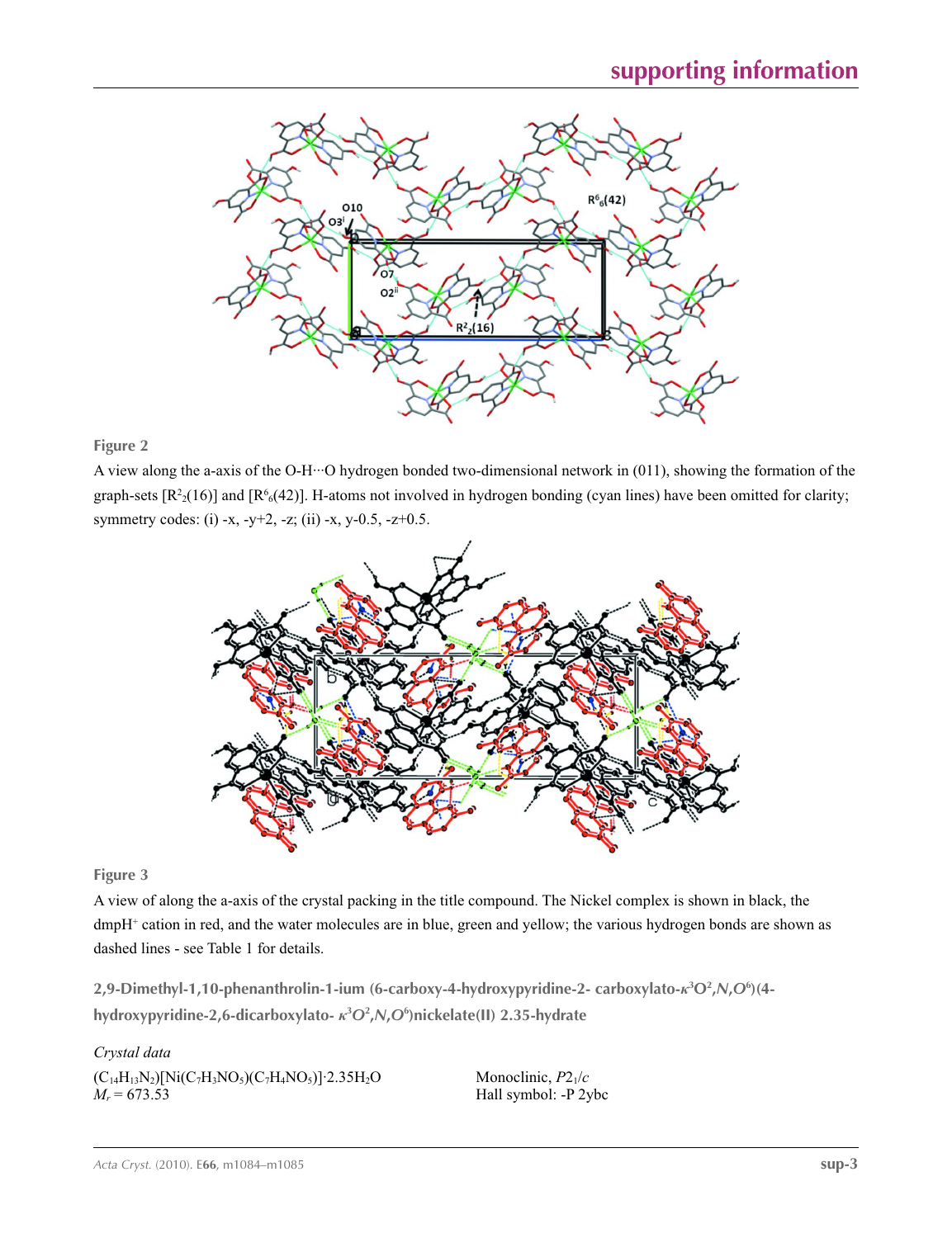**Figure 2**

A view along the a-axis of the O-H···O hydrogen bonded two-dimensional network in (011), showing the formation of the graph-sets [$R^2_2(16)$] and [$R^6_6(42)$]. H-atoms not involved in hydrogen bonding (cyan lines) have been omitted for clarity; symmetry codes: (i) -x, -y+2, -z; (ii) -x, y-0.5, -z+0.5.

**Figure 3**

A view of along the a-axis of the crystal packing in the title compound. The Nickel complex is shown in black, the dmpH$^+$ cation in red, and the water molecules are in blue, green and yellow; the various hydrogen bonds are shown as dashed lines - see Table 1 for details.

## 2,9-Dimethyl-1,10-phenanthrolin-1-ium (6-carboxy-4-hydroxypyridine-2- carboxylato-$\kappa^3O^2,N,O^6$)(4-hydroxypyridine-2,6-dicarboxylato- $\kappa^3O^2,N,O^6$)nickelate(II) 2.35-hydrate

### *Crystal data*

$(C_{14}H_{13}N_2)[Ni(C_7H_3NO_5)(C_7H_4NO_5)]\cdot 2.35H_2O$
$M_r = 673.53$

Monoclinic, $P2_1/c$
Hall symbol: -P 2ybc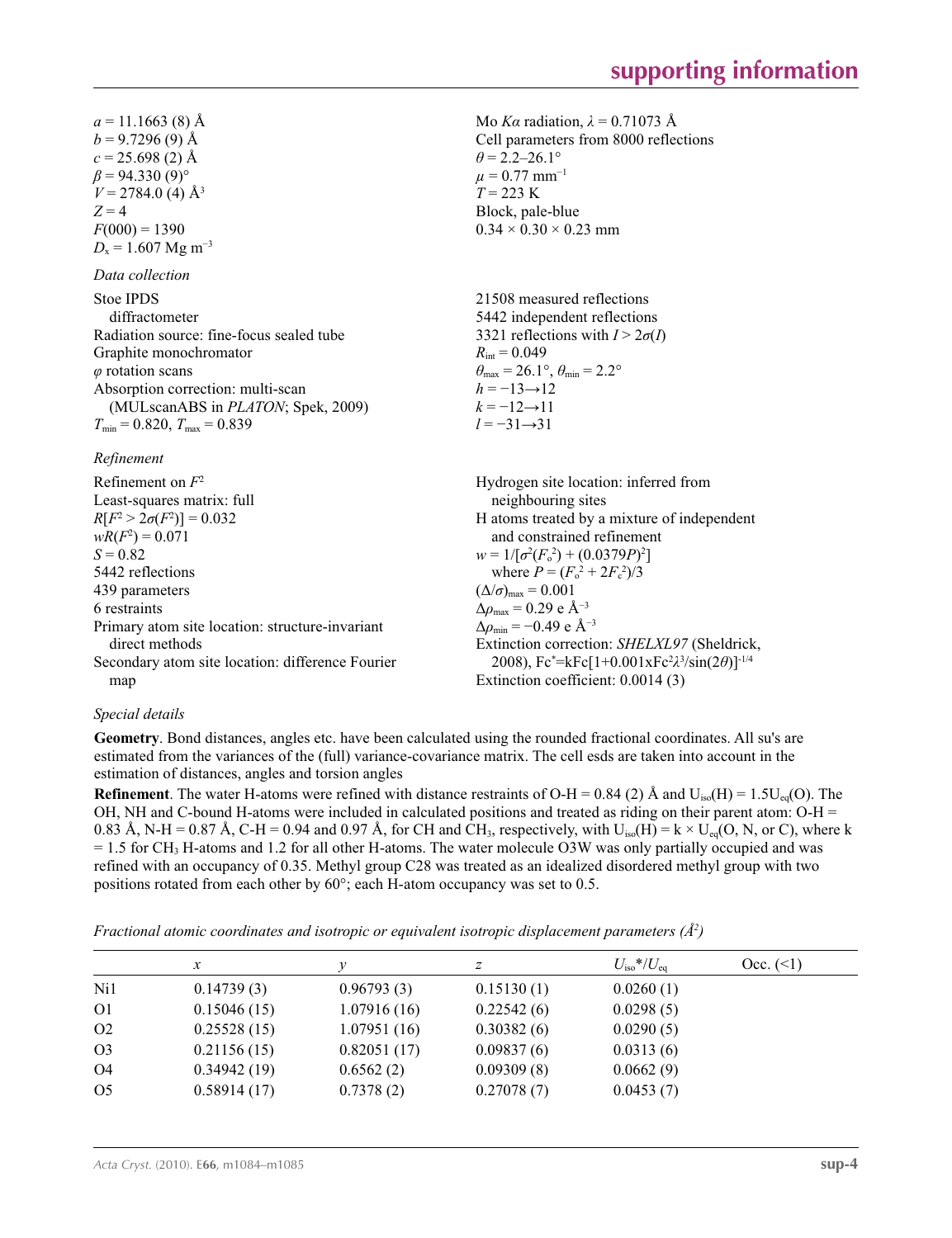$a$ = 11.1663 (8) Å
$b$ = 9.7296 (9) Å
$c$ = 25.698 (2) Å
$\beta$ = 94.330 (9)°
$V$ = 2784.0 (4) Å$^3$
$Z$ = 4
$F$(000) = 1390
$D_x$ = 1.607 Mg m$^{-3}$

Mo $K\alpha$ radiation, $\lambda$ = 0.71073 Å
Cell parameters from 8000 reflections
$\theta$ = 2.2–26.1°
$\mu$ = 0.77 mm$^{-1}$
$T$ = 223 K
Block, pale-blue
0.34 × 0.30 × 0.23 mm

*Data collection*

Stoe IPDS diffractometer
Radiation source: fine-focus sealed tube
Graphite monochromator
$\varphi$ rotation scans
Absorption correction: multi-scan (MULscanABS in *PLATON*; Spek, 2009)
$T_{min}$ = 0.820, $T_{max}$ = 0.839

21508 measured reflections
5442 independent reflections
3321 reflections with $I > 2\sigma(I)$
$R_{int}$ = 0.049
$\theta_{max}$ = 26.1°, $\theta_{min}$ = 2.2°
$h$ = −13→12
$k$ = −12→11
$l$ = −31→31

*Refinement*

Refinement on $F^2$
Least-squares matrix: full
$R[F^2 > 2\sigma(F^2)]$ = 0.032
$wR(F^2)$ = 0.071
$S$ = 0.82
5442 reflections
439 parameters
6 restraints
Primary atom site location: structure-invariant direct methods
Secondary atom site location: difference Fourier map

Hydrogen site location: inferred from neighbouring sites
H atoms treated by a mixture of independent and constrained refinement
$w = 1/[\sigma^2(F_o^2) + (0.0379P)^2]$ where $P = (F_o^2 + 2F_c^2)/3$
$(\Delta/\sigma)_{max}$ = 0.001
$\Delta\rho_{max}$ = 0.29 e Å$^{-3}$
$\Delta\rho_{min}$ = −0.49 e Å$^{-3}$
Extinction correction: *SHELXL97* (Sheldrick, 2008), $Fc^*=kFc[1+0.001xFc^2\lambda^3/\sin(2\theta)]^{-1/4}$
Extinction coefficient: 0.0014 (3)

*Special details*

**Geometry**. Bond distances, angles etc. have been calculated using the rounded fractional coordinates. All su's are estimated from the variances of the (full) variance-covariance matrix. The cell esds are taken into account in the estimation of distances, angles and torsion angles

**Refinement**. The water H-atoms were refined with distance restraints of O-H = 0.84 (2) Å and $U_{iso}(H) = 1.5U_{eq}(O)$. The OH, NH and C-bound H-atoms were included in calculated positions and treated as riding on their parent atom: O-H = 0.83 Å, N-H = 0.87 Å, C-H = 0.94 and 0.97 Å, for CH and $CH_3$, respectively, with $U_{iso}(H) = k \times U_{eq}$(O, N, or C), where k = 1.5 for $CH_3$ H-atoms and 1.2 for all other H-atoms. The water molecule O3W was only partially occupied and was refined with an occupancy of 0.35. Methyl group C28 was treated as an idealized disordered methyl group with two positions rotated from each other by 60°; each H-atom occupancy was set to 0.5.

*Fractional atomic coordinates and isotropic or equivalent isotropic displacement parameters (Å$^2$)*

| | $x$ | $y$ | $z$ | $U_{iso}$*/$U_{eq}$ | Occ. (<1) |
|---|---|---|---|---|---|
| Ni1 | 0.14739 (3) | 0.96793 (3) | 0.15130 (1) | 0.0260 (1) | |
| O1 | 0.15046 (15) | 1.07916 (16) | 0.22542 (6) | 0.0298 (5) | |
| O2 | 0.25528 (15) | 1.07951 (16) | 0.30382 (6) | 0.0290 (5) | |
| O3 | 0.21156 (15) | 0.82051 (17) | 0.09837 (6) | 0.0313 (6) | |
| O4 | 0.34942 (19) | 0.6562 (2) | 0.09309 (8) | 0.0662 (9) | |
| O5 | 0.58914 (17) | 0.7378 (2) | 0.27078 (7) | 0.0453 (7) | |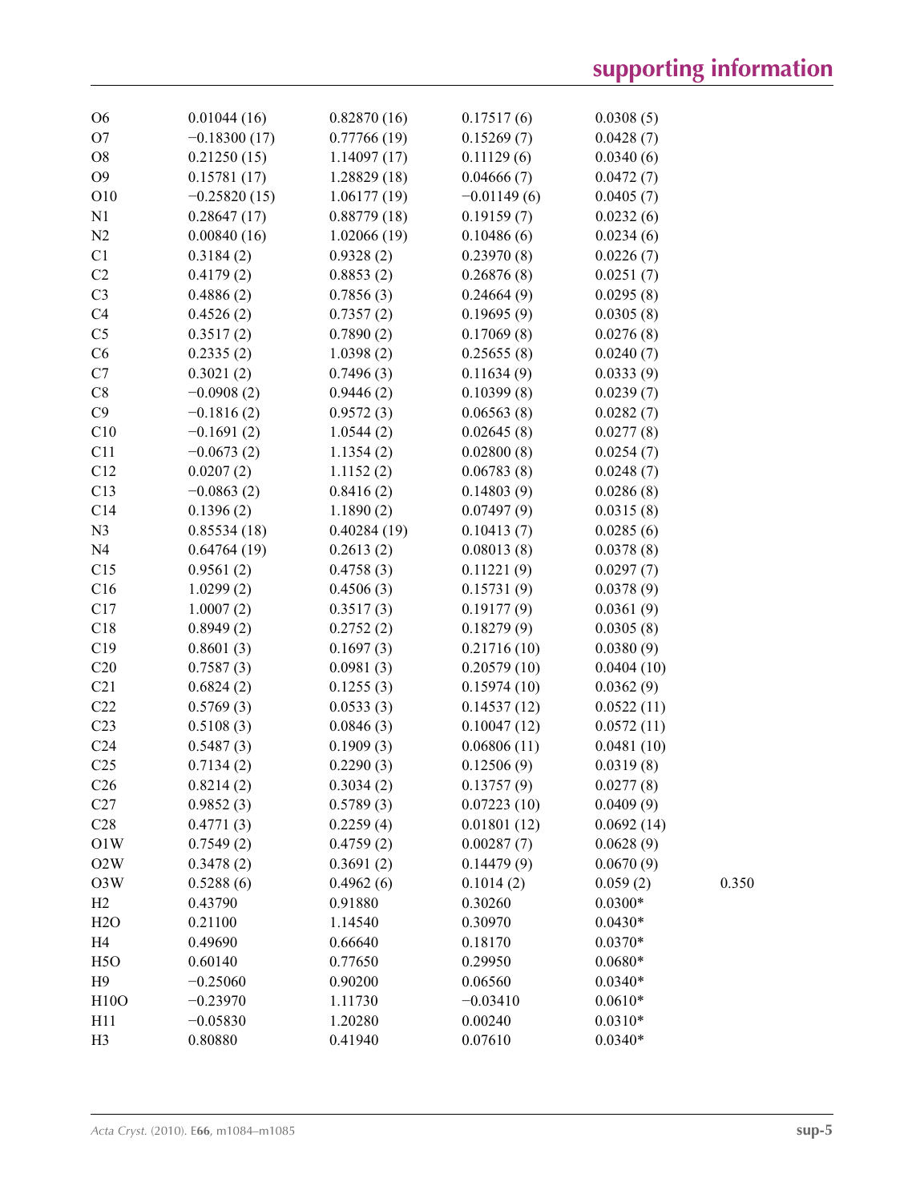| | | | | | |
|---|---|---|---|---|---|
| O6 | 0.01044 (16) | 0.82870 (16) | 0.17517 (6) | 0.0308 (5) | |
| O7 | −0.18300 (17) | 0.77766 (19) | 0.15269 (7) | 0.0428 (7) | |
| O8 | 0.21250 (15) | 1.14097 (17) | 0.11129 (6) | 0.0340 (6) | |
| O9 | 0.15781 (17) | 1.28829 (18) | 0.04666 (7) | 0.0472 (7) | |
| O10 | −0.25820 (15) | 1.06177 (19) | −0.01149 (6) | 0.0405 (7) | |
| N1 | 0.28647 (17) | 0.88779 (18) | 0.19159 (7) | 0.0232 (6) | |
| N2 | 0.00840 (16) | 1.02066 (19) | 0.10486 (6) | 0.0234 (6) | |
| C1 | 0.3184 (2) | 0.9328 (2) | 0.23970 (8) | 0.0226 (7) | |
| C2 | 0.4179 (2) | 0.8853 (2) | 0.26876 (8) | 0.0251 (7) | |
| C3 | 0.4886 (2) | 0.7856 (3) | 0.24664 (9) | 0.0295 (8) | |
| C4 | 0.4526 (2) | 0.7357 (2) | 0.19695 (9) | 0.0305 (8) | |
| C5 | 0.3517 (2) | 0.7890 (2) | 0.17069 (8) | 0.0276 (8) | |
| C6 | 0.2335 (2) | 1.0398 (2) | 0.25655 (8) | 0.0240 (7) | |
| C7 | 0.3021 (2) | 0.7496 (3) | 0.11634 (9) | 0.0333 (9) | |
| C8 | −0.0908 (2) | 0.9446 (2) | 0.10399 (8) | 0.0239 (7) | |
| C9 | −0.1816 (2) | 0.9572 (3) | 0.06563 (8) | 0.0282 (7) | |
| C10 | −0.1691 (2) | 1.0544 (2) | 0.02645 (8) | 0.0277 (8) | |
| C11 | −0.0673 (2) | 1.1354 (2) | 0.02800 (8) | 0.0254 (7) | |
| C12 | 0.0207 (2) | 1.1152 (2) | 0.06783 (8) | 0.0248 (7) | |
| C13 | −0.0863 (2) | 0.8416 (2) | 0.14803 (9) | 0.0286 (8) | |
| C14 | 0.1396 (2) | 1.1890 (2) | 0.07497 (9) | 0.0315 (8) | |
| N3 | 0.85534 (18) | 0.40284 (19) | 0.10413 (7) | 0.0285 (6) | |
| N4 | 0.64764 (19) | 0.2613 (2) | 0.08013 (8) | 0.0378 (8) | |
| C15 | 0.9561 (2) | 0.4758 (3) | 0.11221 (9) | 0.0297 (7) | |
| C16 | 1.0299 (2) | 0.4506 (3) | 0.15731 (9) | 0.0378 (9) | |
| C17 | 1.0007 (2) | 0.3517 (3) | 0.19177 (9) | 0.0361 (9) | |
| C18 | 0.8949 (2) | 0.2752 (2) | 0.18279 (9) | 0.0305 (8) | |
| C19 | 0.8601 (3) | 0.1697 (3) | 0.21716 (10) | 0.0380 (9) | |
| C20 | 0.7587 (3) | 0.0981 (3) | 0.20579 (10) | 0.0404 (10) | |
| C21 | 0.6824 (2) | 0.1255 (3) | 0.15974 (10) | 0.0362 (9) | |
| C22 | 0.5769 (3) | 0.0533 (3) | 0.14537 (12) | 0.0522 (11) | |
| C23 | 0.5108 (3) | 0.0846 (3) | 0.10047 (12) | 0.0572 (11) | |
| C24 | 0.5487 (3) | 0.1909 (3) | 0.06806 (11) | 0.0481 (10) | |
| C25 | 0.7134 (2) | 0.2290 (3) | 0.12506 (9) | 0.0319 (8) | |
| C26 | 0.8214 (2) | 0.3034 (2) | 0.13757 (9) | 0.0277 (8) | |
| C27 | 0.9852 (3) | 0.5789 (3) | 0.07223 (10) | 0.0409 (9) | |
| C28 | 0.4771 (3) | 0.2259 (4) | 0.01801 (12) | 0.0692 (14) | |
| O1W | 0.7549 (2) | 0.4759 (2) | 0.00287 (7) | 0.0628 (9) | |
| O2W | 0.3478 (2) | 0.3691 (2) | 0.14479 (9) | 0.0670 (9) | |
| O3W | 0.5288 (6) | 0.4962 (6) | 0.1014 (2) | 0.059 (2) | 0.350 |
| H2 | 0.43790 | 0.91880 | 0.30260 | 0.0300* | |
| H2O | 0.21100 | 1.14540 | 0.30970 | 0.0430* | |
| H4 | 0.49690 | 0.66640 | 0.18170 | 0.0370* | |
| H5O | 0.60140 | 0.77650 | 0.29950 | 0.0680* | |
| H9 | −0.25060 | 0.90200 | 0.06560 | 0.0340* | |
| H10O | −0.23970 | 1.11730 | −0.03410 | 0.0610* | |
| H11 | −0.05830 | 1.20280 | 0.00240 | 0.0310* | |
| H3 | 0.80880 | 0.41940 | 0.07610 | 0.0340* | |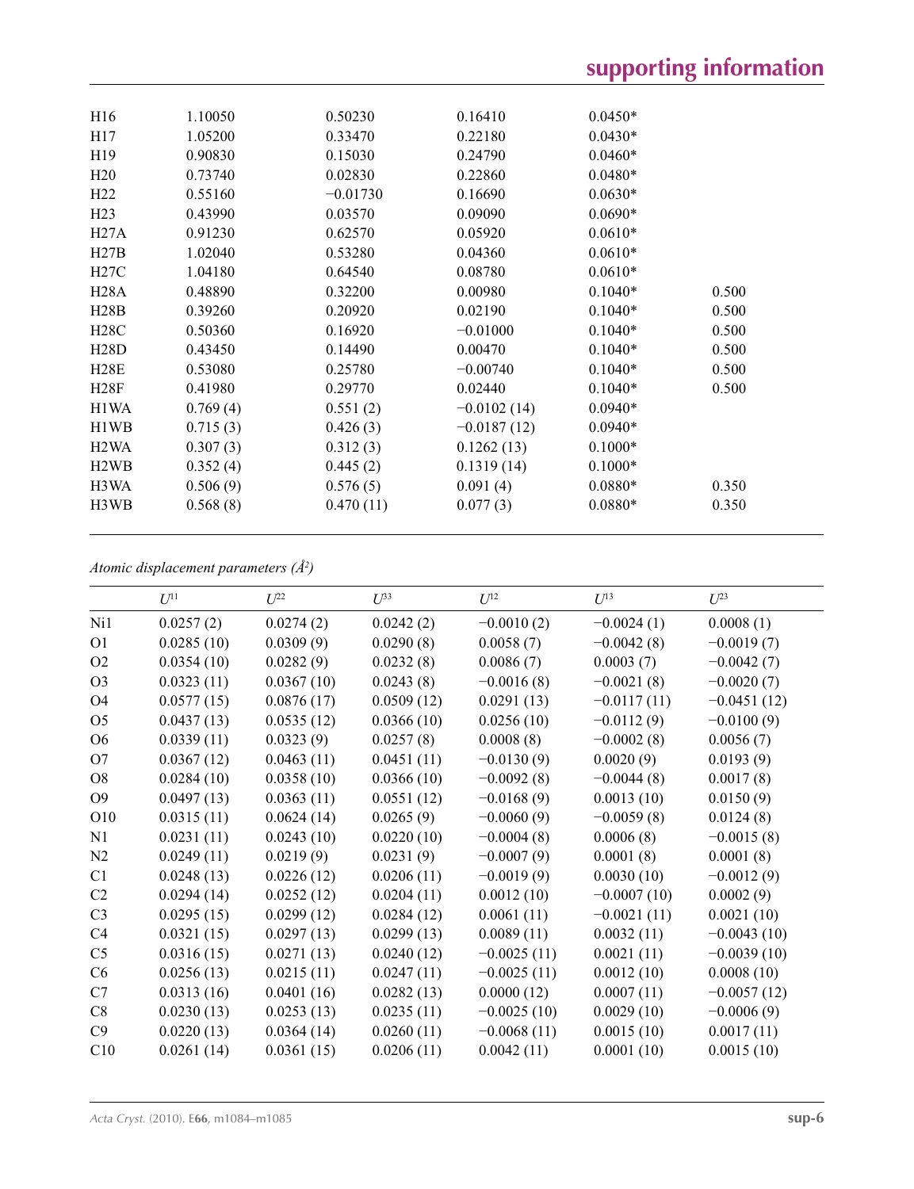| | | | | | |
|---|---|---|---|---|---|
| H16 | 1.10050 | 0.50230 | 0.16410 | 0.0450* | |
| H17 | 1.05200 | 0.33470 | 0.22180 | 0.0430* | |
| H19 | 0.90830 | 0.15030 | 0.24790 | 0.0460* | |
| H20 | 0.73740 | 0.02830 | 0.22860 | 0.0480* | |
| H22 | 0.55160 | −0.01730 | 0.16690 | 0.0630* | |
| H23 | 0.43990 | 0.03570 | 0.09090 | 0.0690* | |
| H27A | 0.91230 | 0.62570 | 0.05920 | 0.0610* | |
| H27B | 1.02040 | 0.53280 | 0.04360 | 0.0610* | |
| H27C | 1.04180 | 0.64540 | 0.08780 | 0.0610* | |
| H28A | 0.48890 | 0.32200 | 0.00980 | 0.1040* | 0.500 |
| H28B | 0.39260 | 0.20920 | 0.02190 | 0.1040* | 0.500 |
| H28C | 0.50360 | 0.16920 | −0.01000 | 0.1040* | 0.500 |
| H28D | 0.43450 | 0.14490 | 0.00470 | 0.1040* | 0.500 |
| H28E | 0.53080 | 0.25780 | −0.00740 | 0.1040* | 0.500 |
| H28F | 0.41980 | 0.29770 | 0.02440 | 0.1040* | 0.500 |
| H1WA | 0.769 (4) | 0.551 (2) | −0.0102 (14) | 0.0940* | |
| H1WB | 0.715 (3) | 0.426 (3) | −0.0187 (12) | 0.0940* | |
| H2WA | 0.307 (3) | 0.312 (3) | 0.1262 (13) | 0.1000* | |
| H2WB | 0.352 (4) | 0.445 (2) | 0.1319 (14) | 0.1000* | |
| H3WA | 0.506 (9) | 0.576 (5) | 0.091 (4) | 0.0880* | 0.350 |
| H3WB | 0.568 (8) | 0.470 (11) | 0.077 (3) | 0.0880* | 0.350 |

*Atomic displacement parameters (Å$^2$)*

| | $U^{11}$ | $U^{22}$ | $U^{33}$ | $U^{12}$ | $U^{13}$ | $U^{23}$ |
|---|---|---|---|---|---|---|
| Ni1 | 0.0257 (2) | 0.0274 (2) | 0.0242 (2) | −0.0010 (2) | −0.0024 (1) | 0.0008 (1) |
| O1 | 0.0285 (10) | 0.0309 (9) | 0.0290 (8) | 0.0058 (7) | −0.0042 (8) | −0.0019 (7) |
| O2 | 0.0354 (10) | 0.0282 (9) | 0.0232 (8) | 0.0086 (7) | 0.0003 (7) | −0.0042 (7) |
| O3 | 0.0323 (11) | 0.0367 (10) | 0.0243 (8) | −0.0016 (8) | −0.0021 (8) | −0.0020 (7) |
| O4 | 0.0577 (15) | 0.0876 (17) | 0.0509 (12) | 0.0291 (13) | −0.0117 (11) | −0.0451 (12) |
| O5 | 0.0437 (13) | 0.0535 (12) | 0.0366 (10) | 0.0256 (10) | −0.0112 (9) | −0.0100 (9) |
| O6 | 0.0339 (11) | 0.0323 (9) | 0.0257 (8) | 0.0008 (8) | −0.0002 (8) | 0.0056 (7) |
| O7 | 0.0367 (12) | 0.0463 (11) | 0.0451 (11) | −0.0130 (9) | 0.0020 (9) | 0.0193 (9) |
| O8 | 0.0284 (10) | 0.0358 (10) | 0.0366 (10) | −0.0092 (8) | −0.0044 (8) | 0.0017 (8) |
| O9 | 0.0497 (13) | 0.0363 (11) | 0.0551 (12) | −0.0168 (9) | 0.0013 (10) | 0.0150 (9) |
| O10 | 0.0315 (11) | 0.0624 (14) | 0.0265 (9) | −0.0060 (9) | −0.0059 (8) | 0.0124 (8) |
| N1 | 0.0231 (11) | 0.0243 (10) | 0.0220 (10) | −0.0004 (8) | 0.0006 (8) | −0.0015 (8) |
| N2 | 0.0249 (11) | 0.0219 (9) | 0.0231 (9) | −0.0007 (9) | 0.0001 (8) | 0.0001 (8) |
| C1 | 0.0248 (13) | 0.0226 (12) | 0.0206 (11) | −0.0019 (9) | 0.0030 (10) | −0.0012 (9) |
| C2 | 0.0294 (14) | 0.0252 (12) | 0.0204 (11) | 0.0012 (10) | −0.0007 (10) | 0.0002 (9) |
| C3 | 0.0295 (15) | 0.0299 (12) | 0.0284 (12) | 0.0061 (11) | −0.0021 (11) | 0.0021 (10) |
| C4 | 0.0321 (15) | 0.0297 (13) | 0.0299 (13) | 0.0089 (11) | 0.0032 (11) | −0.0043 (10) |
| C5 | 0.0316 (15) | 0.0271 (13) | 0.0240 (12) | −0.0025 (11) | 0.0021 (11) | −0.0039 (10) |
| C6 | 0.0256 (13) | 0.0215 (11) | 0.0247 (11) | −0.0025 (11) | 0.0012 (10) | 0.0008 (10) |
| C7 | 0.0313 (16) | 0.0401 (16) | 0.0282 (13) | 0.0000 (12) | 0.0007 (11) | −0.0057 (12) |
| C8 | 0.0230 (13) | 0.0253 (13) | 0.0235 (11) | −0.0025 (10) | 0.0029 (10) | −0.0006 (9) |
| C9 | 0.0220 (13) | 0.0364 (14) | 0.0260 (11) | −0.0068 (11) | 0.0015 (10) | 0.0017 (11) |
| C10 | 0.0261 (14) | 0.0361 (15) | 0.0206 (11) | 0.0042 (11) | 0.0001 (10) | 0.0015 (10) |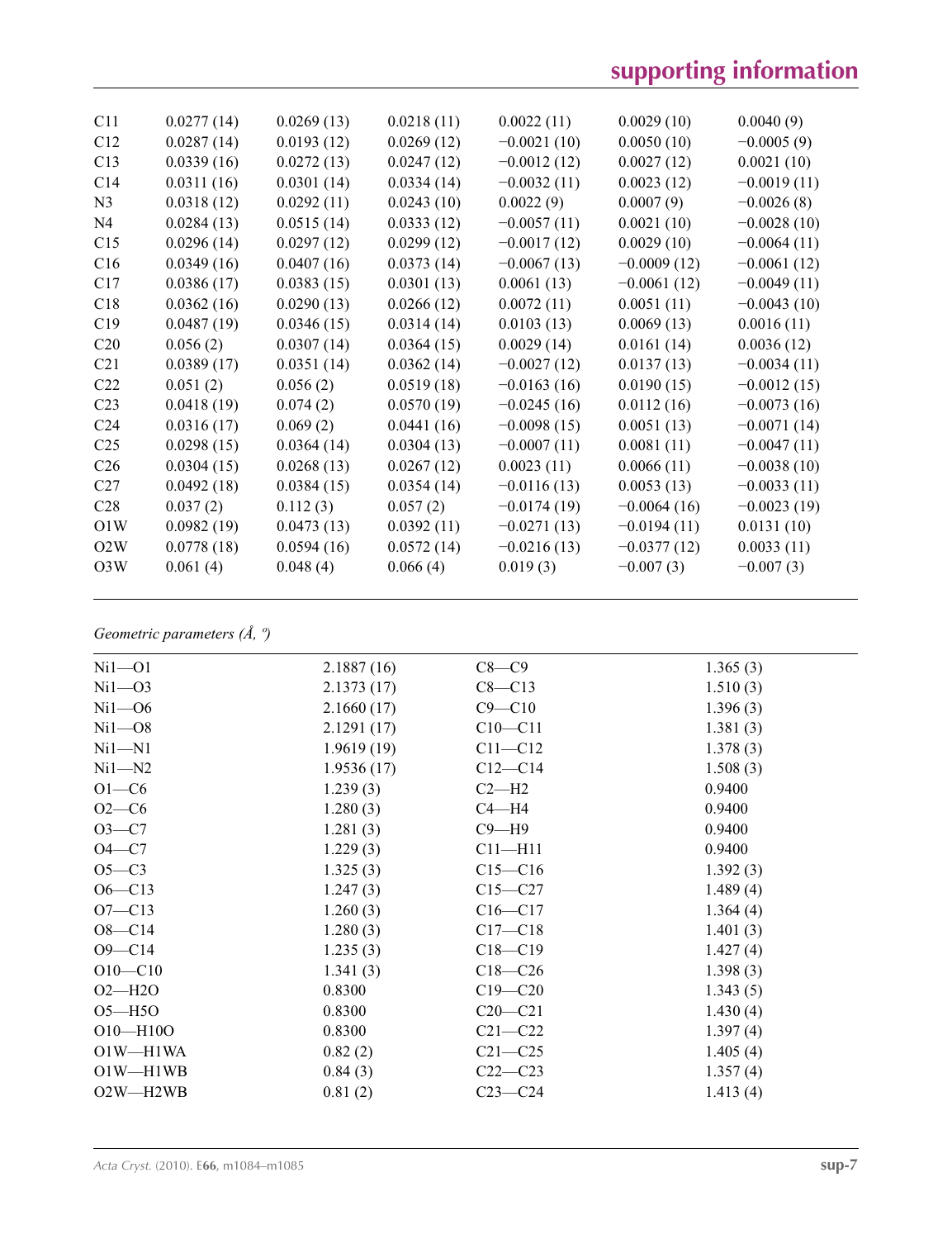| | | | | | | |
|---|---|---|---|---|---|---|
| C11 | 0.0277 (14) | 0.0269 (13) | 0.0218 (11) | 0.0022 (11) | 0.0029 (10) | 0.0040 (9) |
| C12 | 0.0287 (14) | 0.0193 (12) | 0.0269 (12) | −0.0021 (10) | 0.0050 (10) | −0.0005 (9) |
| C13 | 0.0339 (16) | 0.0272 (13) | 0.0247 (12) | −0.0012 (12) | 0.0027 (12) | 0.0021 (10) |
| C14 | 0.0311 (16) | 0.0301 (14) | 0.0334 (14) | −0.0032 (11) | 0.0023 (12) | −0.0019 (11) |
| N3 | 0.0318 (12) | 0.0292 (11) | 0.0243 (10) | 0.0022 (9) | 0.0007 (9) | −0.0026 (8) |
| N4 | 0.0284 (13) | 0.0515 (14) | 0.0333 (12) | −0.0057 (11) | 0.0021 (10) | −0.0028 (10) |
| C15 | 0.0296 (14) | 0.0297 (12) | 0.0299 (12) | −0.0017 (12) | 0.0029 (10) | −0.0064 (11) |
| C16 | 0.0349 (16) | 0.0407 (16) | 0.0373 (14) | −0.0067 (13) | −0.0009 (12) | −0.0061 (12) |
| C17 | 0.0386 (17) | 0.0383 (15) | 0.0301 (13) | 0.0061 (13) | −0.0061 (12) | −0.0049 (11) |
| C18 | 0.0362 (16) | 0.0290 (13) | 0.0266 (12) | 0.0072 (11) | 0.0051 (11) | −0.0043 (10) |
| C19 | 0.0487 (19) | 0.0346 (15) | 0.0314 (14) | 0.0103 (13) | 0.0069 (13) | 0.0016 (11) |
| C20 | 0.056 (2) | 0.0307 (14) | 0.0364 (15) | 0.0029 (14) | 0.0161 (14) | 0.0036 (12) |
| C21 | 0.0389 (17) | 0.0351 (14) | 0.0362 (14) | −0.0027 (12) | 0.0137 (13) | −0.0034 (11) |
| C22 | 0.051 (2) | 0.056 (2) | 0.0519 (18) | −0.0163 (16) | 0.0190 (15) | −0.0012 (15) |
| C23 | 0.0418 (19) | 0.074 (2) | 0.0570 (19) | −0.0245 (16) | 0.0112 (16) | −0.0073 (16) |
| C24 | 0.0316 (17) | 0.069 (2) | 0.0441 (16) | −0.0098 (15) | 0.0051 (13) | −0.0071 (14) |
| C25 | 0.0298 (15) | 0.0364 (14) | 0.0304 (13) | −0.0007 (11) | 0.0081 (11) | −0.0047 (11) |
| C26 | 0.0304 (15) | 0.0268 (13) | 0.0267 (12) | 0.0023 (11) | 0.0066 (11) | −0.0038 (10) |
| C27 | 0.0492 (18) | 0.0384 (15) | 0.0354 (14) | −0.0116 (13) | 0.0053 (13) | −0.0033 (11) |
| C28 | 0.037 (2) | 0.112 (3) | 0.057 (2) | −0.0174 (19) | −0.0064 (16) | −0.0023 (19) |
| O1W | 0.0982 (19) | 0.0473 (13) | 0.0392 (11) | −0.0271 (13) | −0.0194 (11) | 0.0131 (10) |
| O2W | 0.0778 (18) | 0.0594 (16) | 0.0572 (14) | −0.0216 (13) | −0.0377 (12) | 0.0033 (11) |
| O3W | 0.061 (4) | 0.048 (4) | 0.066 (4) | 0.019 (3) | −0.007 (3) | −0.007 (3) |

*Geometric parameters (Å, º)*

| | | | |
|---|---|---|---|
| Ni1—O1 | 2.1887 (16) | C8—C9 | 1.365 (3) |
| Ni1—O3 | 2.1373 (17) | C8—C13 | 1.510 (3) |
| Ni1—O6 | 2.1660 (17) | C9—C10 | 1.396 (3) |
| Ni1—O8 | 2.1291 (17) | C10—C11 | 1.381 (3) |
| Ni1—N1 | 1.9619 (19) | C11—C12 | 1.378 (3) |
| Ni1—N2 | 1.9536 (17) | C12—C14 | 1.508 (3) |
| O1—C6 | 1.239 (3) | C2—H2 | 0.9400 |
| O2—C6 | 1.280 (3) | C4—H4 | 0.9400 |
| O3—C7 | 1.281 (3) | C9—H9 | 0.9400 |
| O4—C7 | 1.229 (3) | C11—H11 | 0.9400 |
| O5—C3 | 1.325 (3) | C15—C16 | 1.392 (3) |
| O6—C13 | 1.247 (3) | C15—C27 | 1.489 (4) |
| O7—C13 | 1.260 (3) | C16—C17 | 1.364 (4) |
| O8—C14 | 1.280 (3) | C17—C18 | 1.401 (3) |
| O9—C14 | 1.235 (3) | C18—C19 | 1.427 (4) |
| O10—C10 | 1.341 (3) | C18—C26 | 1.398 (3) |
| O2—H2O | 0.8300 | C19—C20 | 1.343 (5) |
| O5—H5O | 0.8300 | C20—C21 | 1.430 (4) |
| O10—H10O | 0.8300 | C21—C22 | 1.397 (4) |
| O1W—H1WA | 0.82 (2) | C21—C25 | 1.405 (4) |
| O1W—H1WB | 0.84 (3) | C22—C23 | 1.357 (4) |
| O2W—H2WB | 0.81 (2) | C23—C24 | 1.413 (4) |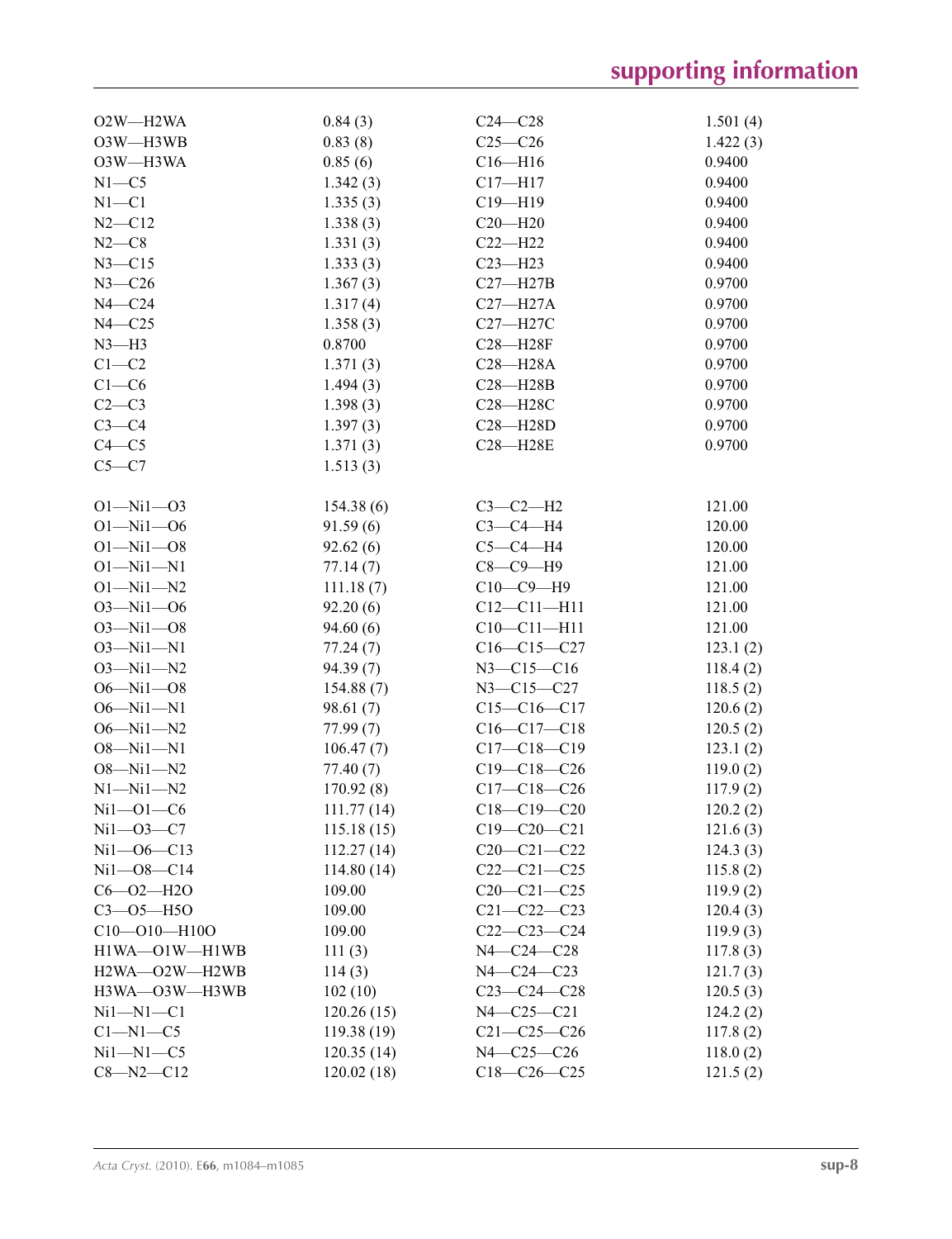| | | | |
|---|---|---|---|
| O2W—H2WA | 0.84 (3) | C24—C28 | 1.501 (4) |
| O3W—H3WB | 0.83 (8) | C25—C26 | 1.422 (3) |
| O3W—H3WA | 0.85 (6) | C16—H16 | 0.9400 |
| N1—C5 | 1.342 (3) | C17—H17 | 0.9400 |
| N1—C1 | 1.335 (3) | C19—H19 | 0.9400 |
| N2—C12 | 1.338 (3) | C20—H20 | 0.9400 |
| N2—C8 | 1.331 (3) | C22—H22 | 0.9400 |
| N3—C15 | 1.333 (3) | C23—H23 | 0.9400 |
| N3—C26 | 1.367 (3) | C27—H27B | 0.9700 |
| N4—C24 | 1.317 (4) | C27—H27A | 0.9700 |
| N4—C25 | 1.358 (3) | C27—H27C | 0.9700 |
| N3—H3 | 0.8700 | C28—H28F | 0.9700 |
| C1—C2 | 1.371 (3) | C28—H28A | 0.9700 |
| C1—C6 | 1.494 (3) | C28—H28B | 0.9700 |
| C2—C3 | 1.398 (3) | C28—H28C | 0.9700 |
| C3—C4 | 1.397 (3) | C28—H28D | 0.9700 |
| C4—C5 | 1.371 (3) | C28—H28E | 0.9700 |
| C5—C7 | 1.513 (3) | | |
| | | | |
| O1—Ni1—O3 | 154.38 (6) | C3—C2—H2 | 121.00 |
| O1—Ni1—O6 | 91.59 (6) | C3—C4—H4 | 120.00 |
| O1—Ni1—O8 | 92.62 (6) | C5—C4—H4 | 120.00 |
| O1—Ni1—N1 | 77.14 (7) | C8—C9—H9 | 121.00 |
| O1—Ni1—N2 | 111.18 (7) | C10—C9—H9 | 121.00 |
| O3—Ni1—O6 | 92.20 (6) | C12—C11—H11 | 121.00 |
| O3—Ni1—O8 | 94.60 (6) | C10—C11—H11 | 121.00 |
| O3—Ni1—N1 | 77.24 (7) | C16—C15—C27 | 123.1 (2) |
| O3—Ni1—N2 | 94.39 (7) | N3—C15—C16 | 118.4 (2) |
| O6—Ni1—O8 | 154.88 (7) | N3—C15—C27 | 118.5 (2) |
| O6—Ni1—N1 | 98.61 (7) | C15—C16—C17 | 120.6 (2) |
| O6—Ni1—N2 | 77.99 (7) | C16—C17—C18 | 120.5 (2) |
| O8—Ni1—N1 | 106.47 (7) | C17—C18—C19 | 123.1 (2) |
| O8—Ni1—N2 | 77.40 (7) | C19—C18—C26 | 119.0 (2) |
| N1—Ni1—N2 | 170.92 (8) | C17—C18—C26 | 117.9 (2) |
| Ni1—O1—C6 | 111.77 (14) | C18—C19—C20 | 120.2 (2) |
| Ni1—O3—C7 | 115.18 (15) | C19—C20—C21 | 121.6 (3) |
| Ni1—O6—C13 | 112.27 (14) | C20—C21—C22 | 124.3 (3) |
| Ni1—O8—C14 | 114.80 (14) | C22—C21—C25 | 115.8 (2) |
| C6—O2—H2O | 109.00 | C20—C21—C25 | 119.9 (2) |
| C3—O5—H5O | 109.00 | C21—C22—C23 | 120.4 (3) |
| C10—O10—H10O | 109.00 | C22—C23—C24 | 119.9 (3) |
| H1WA—O1W—H1WB | 111 (3) | N4—C24—C28 | 117.8 (3) |
| H2WA—O2W—H2WB | 114 (3) | N4—C24—C23 | 121.7 (3) |
| H3WA—O3W—H3WB | 102 (10) | C23—C24—C28 | 120.5 (3) |
| Ni1—N1—C1 | 120.26 (15) | N4—C25—C21 | 124.2 (2) |
| C1—N1—C5 | 119.38 (19) | C21—C25—C26 | 117.8 (2) |
| Ni1—N1—C5 | 120.35 (14) | N4—C25—C26 | 118.0 (2) |
| C8—N2—C12 | 120.02 (18) | C18—C26—C25 | 121.5 (2) |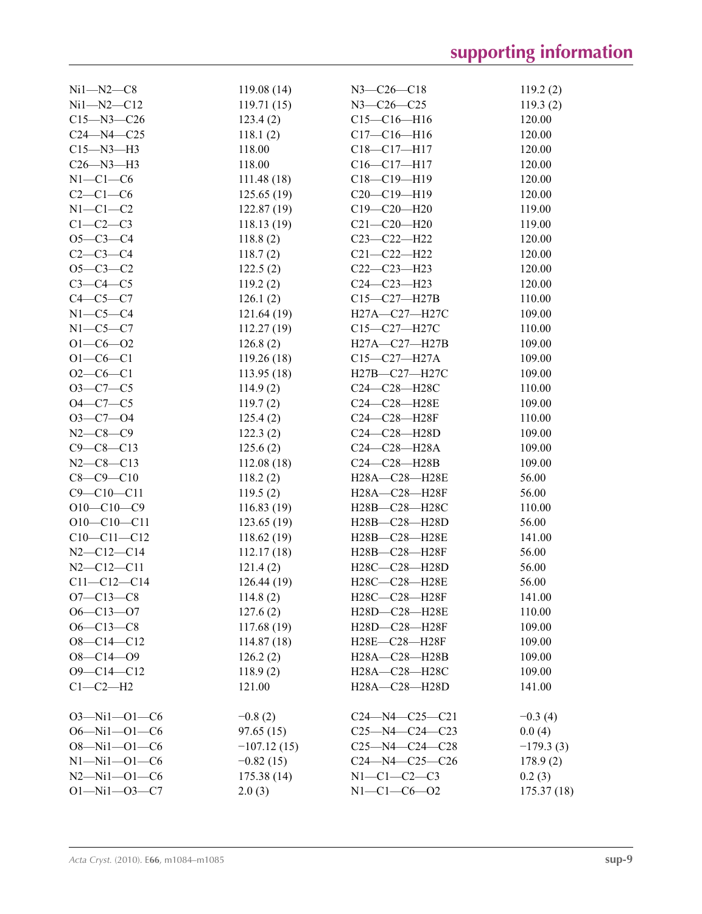| | | | |
|---|---|---|---|
| Ni1—N2—C8 | 119.08 (14) | N3—C26—C18 | 119.2 (2) |
| Ni1—N2—C12 | 119.71 (15) | N3—C26—C25 | 119.3 (2) |
| C15—N3—C26 | 123.4 (2) | C15—C16—H16 | 120.00 |
| C24—N4—C25 | 118.1 (2) | C17—C16—H16 | 120.00 |
| C15—N3—H3 | 118.00 | C18—C17—H17 | 120.00 |
| C26—N3—H3 | 118.00 | C16—C17—H17 | 120.00 |
| N1—C1—C6 | 111.48 (18) | C18—C19—H19 | 120.00 |
| C2—C1—C6 | 125.65 (19) | C20—C19—H19 | 120.00 |
| N1—C1—C2 | 122.87 (19) | C19—C20—H20 | 119.00 |
| C1—C2—C3 | 118.13 (19) | C21—C20—H20 | 119.00 |
| O5—C3—C4 | 118.8 (2) | C23—C22—H22 | 120.00 |
| C2—C3—C4 | 118.7 (2) | C21—C22—H22 | 120.00 |
| O5—C3—C2 | 122.5 (2) | C22—C23—H23 | 120.00 |
| C3—C4—C5 | 119.2 (2) | C24—C23—H23 | 120.00 |
| C4—C5—C7 | 126.1 (2) | C15—C27—H27B | 110.00 |
| N1—C5—C4 | 121.64 (19) | H27A—C27—H27C | 109.00 |
| N1—C5—C7 | 112.27 (19) | C15—C27—H27C | 110.00 |
| O1—C6—O2 | 126.8 (2) | H27A—C27—H27B | 109.00 |
| O1—C6—C1 | 119.26 (18) | C15—C27—H27A | 109.00 |
| O2—C6—C1 | 113.95 (18) | H27B—C27—H27C | 109.00 |
| O3—C7—C5 | 114.9 (2) | C24—C28—H28C | 110.00 |
| O4—C7—C5 | 119.7 (2) | C24—C28—H28E | 109.00 |
| O3—C7—O4 | 125.4 (2) | C24—C28—H28F | 110.00 |
| N2—C8—C9 | 122.3 (2) | C24—C28—H28D | 109.00 |
| C9—C8—C13 | 125.6 (2) | C24—C28—H28A | 109.00 |
| N2—C8—C13 | 112.08 (18) | C24—C28—H28B | 109.00 |
| C8—C9—C10 | 118.2 (2) | H28A—C28—H28E | 56.00 |
| C9—C10—C11 | 119.5 (2) | H28A—C28—H28F | 56.00 |
| O10—C10—C9 | 116.83 (19) | H28B—C28—H28C | 110.00 |
| O10—C10—C11 | 123.65 (19) | H28B—C28—H28D | 56.00 |
| C10—C11—C12 | 118.62 (19) | H28B—C28—H28E | 141.00 |
| N2—C12—C14 | 112.17 (18) | H28B—C28—H28F | 56.00 |
| N2—C12—C11 | 121.4 (2) | H28C—C28—H28D | 56.00 |
| C11—C12—C14 | 126.44 (19) | H28C—C28—H28E | 56.00 |
| O7—C13—C8 | 114.8 (2) | H28C—C28—H28F | 141.00 |
| O6—C13—O7 | 127.6 (2) | H28D—C28—H28E | 110.00 |
| O6—C13—C8 | 117.68 (19) | H28D—C28—H28F | 109.00 |
| O8—C14—C12 | 114.87 (18) | H28E—C28—H28F | 109.00 |
| O8—C14—O9 | 126.2 (2) | H28A—C28—H28B | 109.00 |
| O9—C14—C12 | 118.9 (2) | H28A—C28—H28C | 109.00 |
| C1—C2—H2 | 121.00 | H28A—C28—H28D | 141.00 |

| | | | |
|---|---|---|---|
| O3—Ni1—O1—C6 | −0.8 (2) | C24—N4—C25—C21 | −0.3 (4) |
| O6—Ni1—O1—C6 | 97.65 (15) | C25—N4—C24—C23 | 0.0 (4) |
| O8—Ni1—O1—C6 | −107.12 (15) | C25—N4—C24—C28 | −179.3 (3) |
| N1—Ni1—O1—C6 | −0.82 (15) | C24—N4—C25—C26 | 178.9 (2) |
| N2—Ni1—O1—C6 | 175.38 (14) | N1—C1—C2—C3 | 0.2 (3) |
| O1—Ni1—O3—C7 | 2.0 (3) | N1—C1—C6—O2 | 175.37 (18) |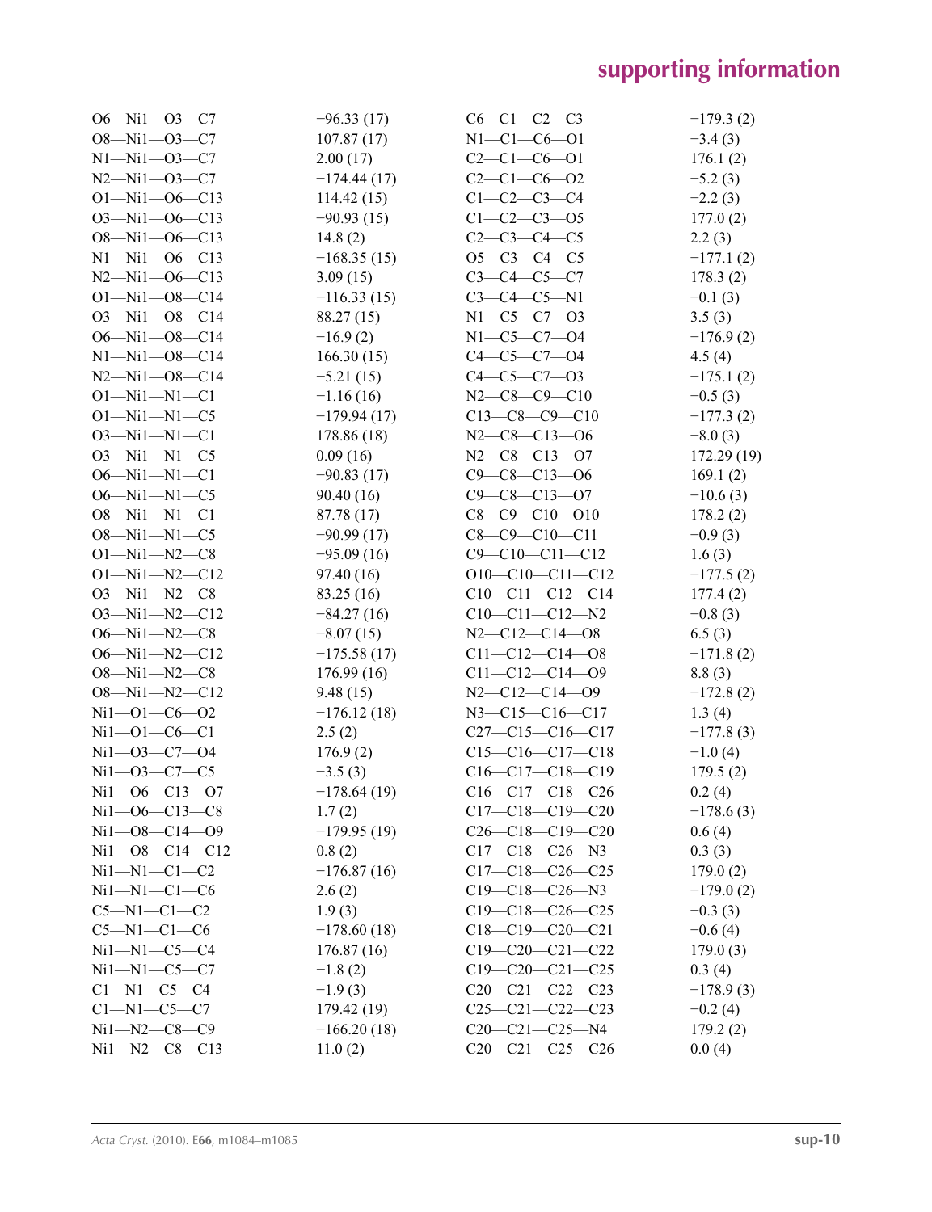| | | | |
|---|---|---|---|
| O6—Ni1—O3—C7 | −96.33 (17) | C6—C1—C2—C3 | −179.3 (2) |
| O8—Ni1—O3—C7 | 107.87 (17) | N1—C1—C6—O1 | −3.4 (3) |
| N1—Ni1—O3—C7 | 2.00 (17) | C2—C1—C6—O1 | 176.1 (2) |
| N2—Ni1—O3—C7 | −174.44 (17) | C2—C1—C6—O2 | −5.2 (3) |
| O1—Ni1—O6—C13 | 114.42 (15) | C1—C2—C3—C4 | −2.2 (3) |
| O3—Ni1—O6—C13 | −90.93 (15) | C1—C2—C3—O5 | 177.0 (2) |
| O8—Ni1—O6—C13 | 14.8 (2) | C2—C3—C4—C5 | 2.2 (3) |
| N1—Ni1—O6—C13 | −168.35 (15) | O5—C3—C4—C5 | −177.1 (2) |
| N2—Ni1—O6—C13 | 3.09 (15) | C3—C4—C5—C7 | 178.3 (2) |
| O1—Ni1—O8—C14 | −116.33 (15) | C3—C4—C5—N1 | −0.1 (3) |
| O3—Ni1—O8—C14 | 88.27 (15) | N1—C5—C7—O3 | 3.5 (3) |
| O6—Ni1—O8—C14 | −16.9 (2) | N1—C5—C7—O4 | −176.9 (2) |
| N1—Ni1—O8—C14 | 166.30 (15) | C4—C5—C7—O4 | 4.5 (4) |
| N2—Ni1—O8—C14 | −5.21 (15) | C4—C5—C7—O3 | −175.1 (2) |
| O1—Ni1—N1—C1 | −1.16 (16) | N2—C8—C9—C10 | −0.5 (3) |
| O1—Ni1—N1—C5 | −179.94 (17) | C13—C8—C9—C10 | −177.3 (2) |
| O3—Ni1—N1—C1 | 178.86 (18) | N2—C8—C13—O6 | −8.0 (3) |
| O3—Ni1—N1—C5 | 0.09 (16) | N2—C8—C13—O7 | 172.29 (19) |
| O6—Ni1—N1—C1 | −90.83 (17) | C9—C8—C13—O6 | 169.1 (2) |
| O6—Ni1—N1—C5 | 90.40 (16) | C9—C8—C13—O7 | −10.6 (3) |
| O8—Ni1—N1—C1 | 87.78 (17) | C8—C9—C10—O10 | 178.2 (2) |
| O8—Ni1—N1—C5 | −90.99 (17) | C8—C9—C10—C11 | −0.9 (3) |
| O1—Ni1—N2—C8 | −95.09 (16) | C9—C10—C11—C12 | 1.6 (3) |
| O1—Ni1—N2—C12 | 97.40 (16) | O10—C10—C11—C12 | −177.5 (2) |
| O3—Ni1—N2—C8 | 83.25 (16) | C10—C11—C12—C14 | 177.4 (2) |
| O3—Ni1—N2—C12 | −84.27 (16) | C10—C11—C12—N2 | −0.8 (3) |
| O6—Ni1—N2—C8 | −8.07 (15) | N2—C12—C14—O8 | 6.5 (3) |
| O6—Ni1—N2—C12 | −175.58 (17) | C11—C12—C14—O8 | −171.8 (2) |
| O8—Ni1—N2—C8 | 176.99 (16) | C11—C12—C14—O9 | 8.8 (3) |
| O8—Ni1—N2—C12 | 9.48 (15) | N2—C12—C14—O9 | −172.8 (2) |
| Ni1—O1—C6—O2 | −176.12 (18) | N3—C15—C16—C17 | 1.3 (4) |
| Ni1—O1—C6—C1 | 2.5 (2) | C27—C15—C16—C17 | −177.8 (3) |
| Ni1—O3—C7—O4 | 176.9 (2) | C15—C16—C17—C18 | −1.0 (4) |
| Ni1—O3—C7—C5 | −3.5 (3) | C16—C17—C18—C19 | 179.5 (2) |
| Ni1—O6—C13—O7 | −178.64 (19) | C16—C17—C18—C26 | 0.2 (4) |
| Ni1—O6—C13—C8 | 1.7 (2) | C17—C18—C19—C20 | −178.6 (3) |
| Ni1—O8—C14—O9 | −179.95 (19) | C26—C18—C19—C20 | 0.6 (4) |
| Ni1—O8—C14—C12 | 0.8 (2) | C17—C18—C26—N3 | 0.3 (3) |
| Ni1—N1—C1—C2 | −176.87 (16) | C17—C18—C26—C25 | 179.0 (2) |
| Ni1—N1—C1—C6 | 2.6 (2) | C19—C18—C26—N3 | −179.0 (2) |
| C5—N1—C1—C2 | 1.9 (3) | C19—C18—C26—C25 | −0.3 (3) |
| C5—N1—C1—C6 | −178.60 (18) | C18—C19—C20—C21 | −0.6 (4) |
| Ni1—N1—C5—C4 | 176.87 (16) | C19—C20—C21—C22 | 179.0 (3) |
| Ni1—N1—C5—C7 | −1.8 (2) | C19—C20—C21—C25 | 0.3 (4) |
| C1—N1—C5—C4 | −1.9 (3) | C20—C21—C22—C23 | −178.9 (3) |
| C1—N1—C5—C7 | 179.42 (19) | C25—C21—C22—C23 | −0.2 (4) |
| Ni1—N2—C8—C9 | −166.20 (18) | C20—C21—C25—N4 | 179.2 (2) |
| Ni1—N2—C8—C13 | 11.0 (2) | C20—C21—C25—C26 | 0.0 (4) |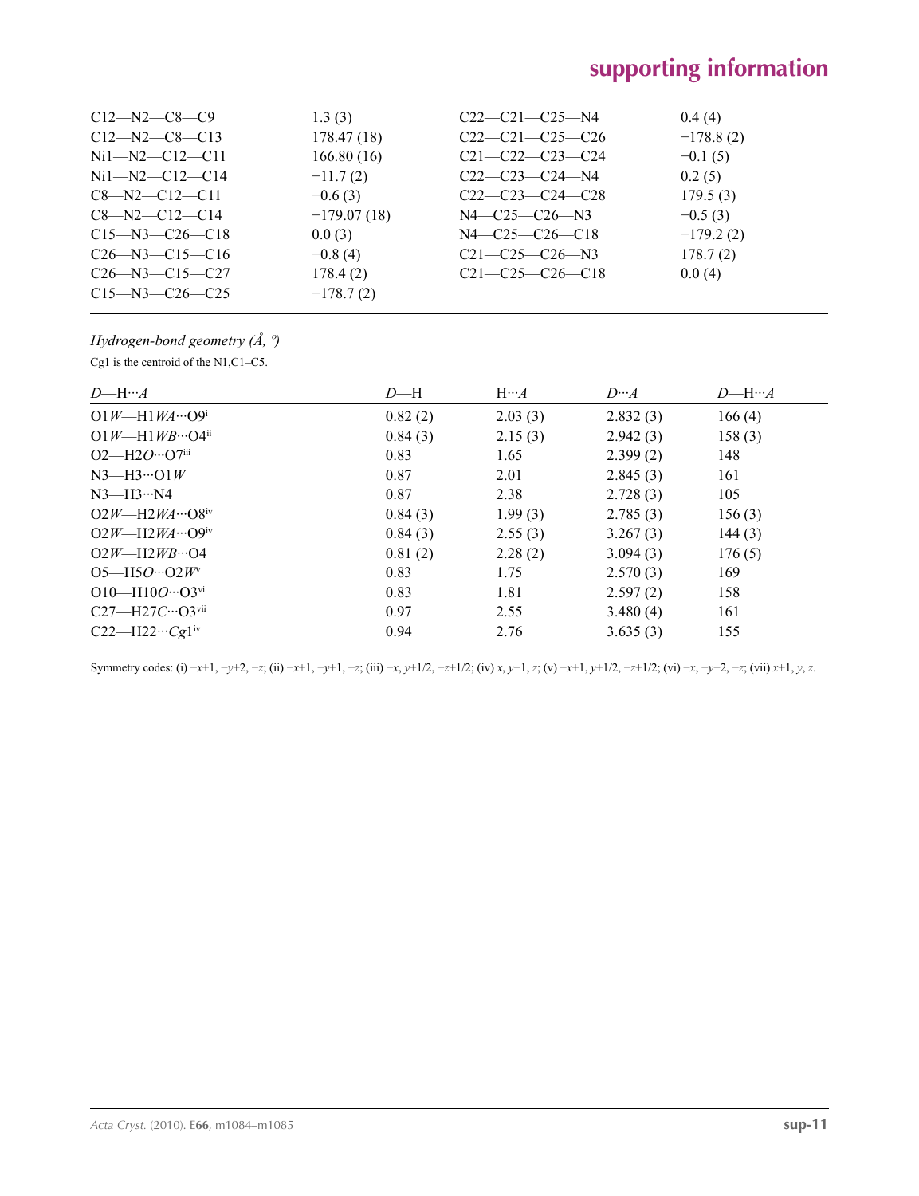| | | | |
|---|---|---|---|
| C12—N2—C8—C9 | 1.3 (3) | C22—C21—C25—N4 | 0.4 (4) |
| C12—N2—C8—C13 | 178.47 (18) | C22—C21—C25—C26 | −178.8 (2) |
| Ni1—N2—C12—C11 | 166.80 (16) | C21—C22—C23—C24 | −0.1 (5) |
| Ni1—N2—C12—C14 | −11.7 (2) | C22—C23—C24—N4 | 0.2 (5) |
| C8—N2—C12—C11 | −0.6 (3) | C22—C23—C24—C28 | 179.5 (3) |
| C8—N2—C12—C14 | −179.07 (18) | N4—C25—C26—N3 | −0.5 (3) |
| C15—N3—C26—C18 | 0.0 (3) | N4—C25—C26—C18 | −179.2 (2) |
| C26—N3—C15—C16 | −0.8 (4) | C21—C25—C26—N3 | 178.7 (2) |
| C26—N3—C15—C27 | 178.4 (2) | C21—C25—C26—C18 | 0.0 (4) |
| C15—N3—C26—C25 | −178.7 (2) | | |

*Hydrogen-bond geometry (Å, º)*

Cg1 is the centroid of the N1,C1–C5.

| *D*—H···*A* | *D*—H | H···*A* | *D*···*A* | *D*—H···*A* |
|---|---|---|---|---|
| O1*W*—H1*WA*···O9[i] | 0.82 (2) | 2.03 (3) | 2.832 (3) | 166 (4) |
| O1*W*—H1*WB*···O4[ii] | 0.84 (3) | 2.15 (3) | 2.942 (3) | 158 (3) |
| O2—H2*O*···O7[iii] | 0.83 | 1.65 | 2.399 (2) | 148 |
| N3—H3···O1*W* | 0.87 | 2.01 | 2.845 (3) | 161 |
| N3—H3···N4 | 0.87 | 2.38 | 2.728 (3) | 105 |
| O2*W*—H2*WA*···O8[iv] | 0.84 (3) | 1.99 (3) | 2.785 (3) | 156 (3) |
| O2*W*—H2*WA*···O9[iv] | 0.84 (3) | 2.55 (3) | 3.267 (3) | 144 (3) |
| O2*W*—H2*WB*···O4 | 0.81 (2) | 2.28 (2) | 3.094 (3) | 176 (5) |
| O5—H5*O*···O2*W*[v] | 0.83 | 1.75 | 2.570 (3) | 169 |
| O10—H10*O*···O3[vi] | 0.83 | 1.81 | 2.597 (2) | 158 |
| C27—H27*C*···O3[vii] | 0.97 | 2.55 | 3.480 (4) | 161 |
| C22—H22···*Cg*1[iv] | 0.94 | 2.76 | 3.635 (3) | 155 |

Symmetry codes: (i) −*x*+1, −*y*+2, −*z*; (ii) −*x*+1, −*y*+1, −*z*; (iii) −*x*, *y*+1/2, −*z*+1/2; (iv) *x*, *y*−1, *z*; (v) −*x*+1, *y*+1/2, −*z*+1/2; (vi) −*x*, −*y*+2, −*z*; (vii) *x*+1, *y*, *z*.